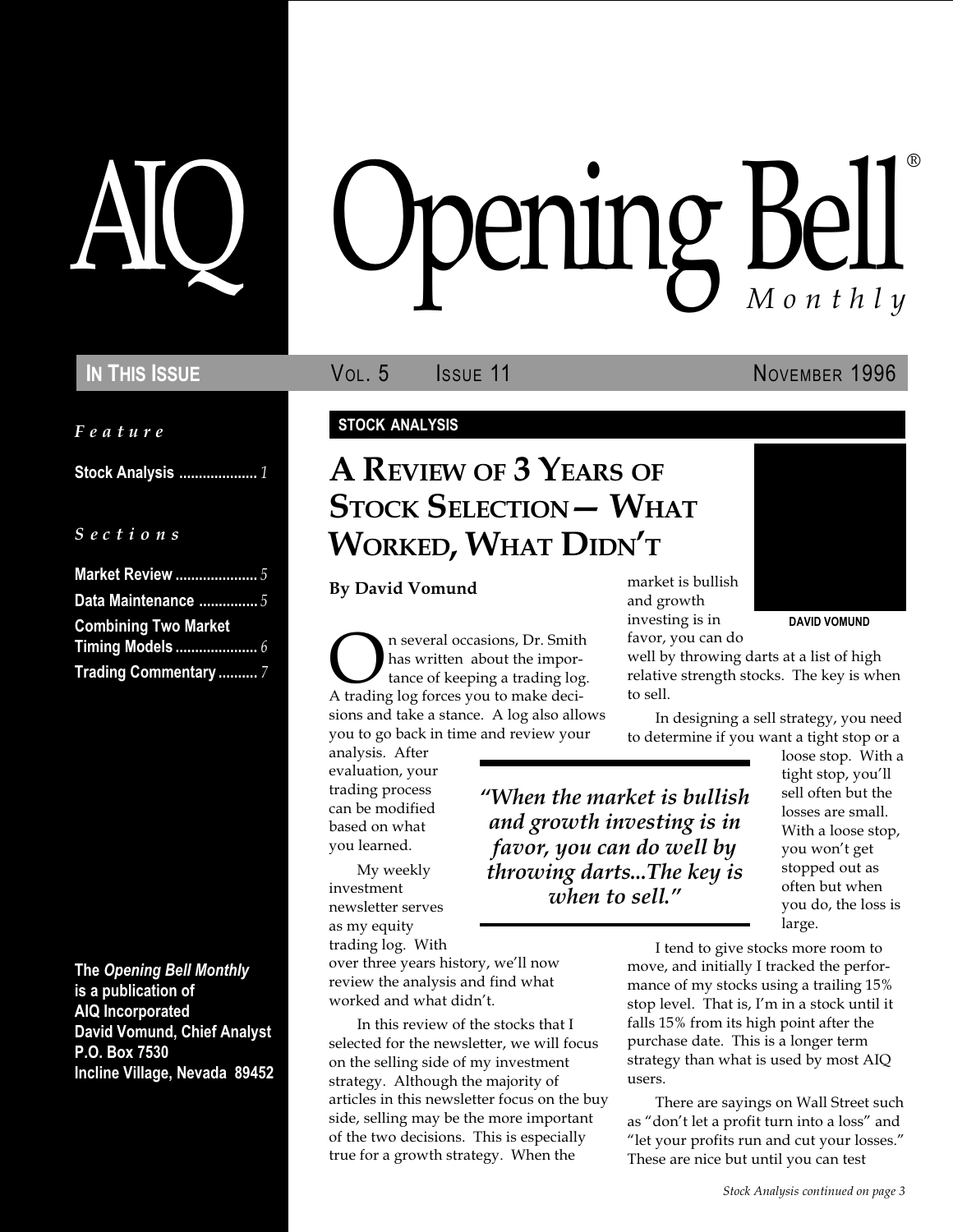# AIQ Opening Bell® Monthly

**IN THIS ISSUE** VOL. 5 ISSUE 11 NOVEMBER 1996

*Feature*

**Stock Analysis** .................... *1*

*Sections*

**Market Review** ..................... *5*
**Data Maintenance** ............... *5*
**Combining Two Market Timing Models** ..................... *6*
**Trading Commentary** .......... *7*

**The *Opening Bell Monthly* is a publication of AIQ Incorporated**
**David Vomund, Chief Analyst**
**P.O. Box 7530**
**Incline Village, Nevada 89452**

**STOCK ANALYSIS**

## A REVIEW OF 3 YEARS OF STOCK SELECTION— WHAT WORKED, WHAT DIDN'T

**By David Vomund**

DAVID VOMUND

On several occasions, Dr. Smith has written about the importance of keeping a trading log. A trading log forces you to make decisions and take a stance. A log also allows you to go back in time and review your analysis. After evaluation, your trading process can be modified based on what you learned.

My weekly investment newsletter serves as my equity trading log. With over three years history, we'll now review the analysis and find what worked and what didn't.

In this review of the stocks that I selected for the newsletter, we will focus on the selling side of my investment strategy. Although the majority of articles in this newsletter focus on the buy side, selling may be the more important of the two decisions. This is especially true for a growth strategy. When the market is bullish and growth investing is in favor, you can do well by throwing darts at a list of high relative strength stocks. The key is when to sell.

> *"When the market is bullish and growth investing is in favor, you can do well by throwing darts...The key is when to sell."*

In designing a sell strategy, you need to determine if you want a tight stop or a loose stop. With a tight stop, you'll sell often but the losses are small. With a loose stop, you won't get stopped out as often but when you do, the loss is large.

I tend to give stocks more room to move, and initially I tracked the performance of my stocks using a trailing 15% stop level. That is, I'm in a stock until it falls 15% from its high point after the purchase date. This is a longer term strategy than what is used by most AIQ users.

There are sayings on Wall Street such as "don't let a profit turn into a loss" and "let your profits run and cut your losses." These are nice but until you can test

*Stock Analysis continued on page 3*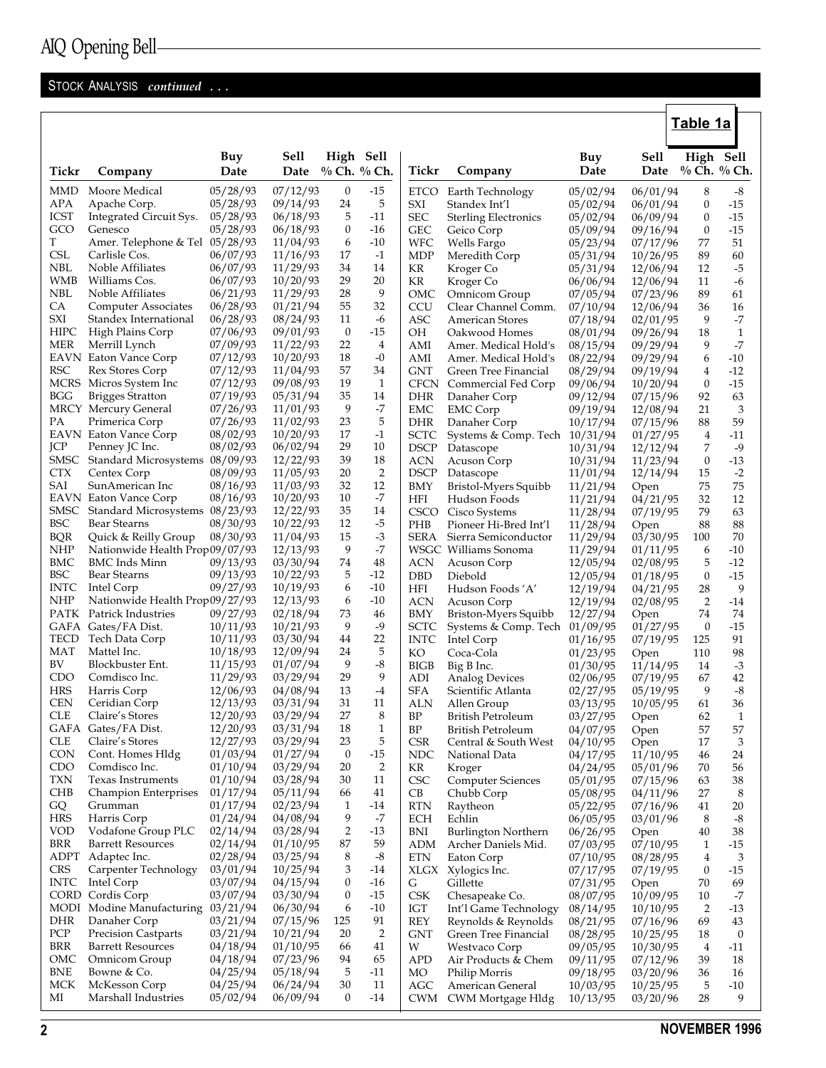## STOCK ANALYSIS *continued . . .*

**Table 1a**

| Tickr | Company | Buy Date | Sell Date | High % Ch. | Sell % Ch. |
|---|---|---|---|---|---|
| MMD | Moore Medical | 05/28/93 | 07/12/93 | 0 | -15 |
| APA | Apache Corp. | 05/28/93 | 09/14/93 | 24 | 5 |
| ICST | Integrated Circuit Sys. | 05/28/93 | 06/18/93 | 5 | -11 |
| GCO | Genesco | 05/28/93 | 06/18/93 | 0 | -16 |
| T | Amer. Telephone & Tel | 05/28/93 | 11/04/93 | 6 | -10 |
| CSL | Carlisle Cos. | 06/07/93 | 11/16/93 | 17 | -1 |
| NBL | Noble Affiliates | 06/07/93 | 11/29/93 | 34 | 14 |
| WMB | Williams Cos. | 06/07/93 | 10/20/93 | 29 | 20 |
| NBL | Noble Affiliates | 06/21/93 | 11/29/93 | 28 | 9 |
| CA | Computer Associates | 06/28/93 | 01/21/94 | 55 | 32 |
| SXI | Standex International | 06/28/93 | 08/24/93 | 11 | -6 |
| HIPC | High Plains Corp | 07/06/93 | 09/01/93 | 0 | -15 |
| MER | Merrill Lynch | 07/09/93 | 11/22/93 | 22 | 4 |
| EAVN | Eaton Vance Corp | 07/12/93 | 10/20/93 | 18 | -0 |
| RSC | Rex Stores Corp | 07/12/93 | 11/04/93 | 57 | 34 |
| MCRS | Micros System Inc | 07/12/93 | 09/08/93 | 19 | 1 |
| BGG | Brigges Stratton | 07/19/93 | 05/31/94 | 35 | 14 |
| MRCY | Mercury General | 07/26/93 | 11/01/93 | 9 | -7 |
| PA | Primerica Corp | 07/26/93 | 11/02/93 | 23 | 5 |
| EAVN | Eaton Vance Corp | 08/02/93 | 10/20/93 | 17 | -1 |
| JCP | Penney JC Inc. | 08/02/93 | 06/02/94 | 29 | 10 |
| SMSC | Standard Microsystems | 08/09/93 | 12/22/93 | 39 | 18 |
| CTX | Centex Corp | 08/09/93 | 11/05/93 | 20 | 2 |
| SAI | SunAmerican Inc | 08/16/93 | 11/03/93 | 32 | 12 |
| EAVN | Eaton Vance Corp | 08/16/93 | 10/20/93 | 10 | -7 |
| SMSC | Standard Microsystems | 08/23/93 | 12/22/93 | 35 | 14 |
| BSC | Bear Stearns | 08/30/93 | 10/22/93 | 12 | -5 |
| BQR | Quick & Reilly Group | 08/30/93 | 11/04/93 | 15 | -3 |
| NHP | Nationwide Health Prop | 09/07/93 | 12/13/93 | 9 | -7 |
| BMC | BMC Inds Minn | 09/13/93 | 03/30/94 | 74 | 48 |
| BSC | Bear Stearns | 09/13/93 | 10/22/93 | 5 | -12 |
| INTC | Intel Corp | 09/27/93 | 10/19/93 | 6 | -10 |
| NHP | Nationwide Health Prop | 09/27/93 | 12/13/93 | 6 | -10 |
| PATK | Patrick Industries | 09/27/93 | 02/18/94 | 73 | 46 |
| GAFA | Gates/FA Dist. | 10/11/93 | 10/21/93 | 9 | -9 |
| TECD | Tech Data Corp | 10/11/93 | 03/30/94 | 44 | 22 |
| MAT | Mattel Inc. | 10/18/93 | 12/09/94 | 24 | 5 |
| BV | Blockbuster Ent. | 11/15/93 | 01/07/94 | 9 | -8 |
| CDO | Comdisco Inc. | 11/29/93 | 03/29/94 | 29 | 9 |
| HRS | Harris Corp | 12/06/93 | 04/08/94 | 13 | -4 |
| CEN | Ceridian Corp | 12/13/93 | 03/31/94 | 31 | 11 |
| CLE | Claire's Stores | 12/20/93 | 03/29/94 | 27 | 8 |
| GAFA | Gates/FA Dist. | 12/20/93 | 03/31/94 | 18 | 1 |
| CLE | Claire's Stores | 12/27/93 | 03/29/94 | 23 | 5 |
| CON | Cont. Homes Hldg | 01/03/94 | 01/27/94 | 0 | -15 |
| CDO | Comdisco Inc. | 01/10/94 | 03/29/94 | 20 | 2 |
| TXN | Texas Instruments | 01/10/94 | 03/28/94 | 30 | 11 |
| CHB | Champion Enterprises | 01/17/94 | 05/11/94 | 66 | 41 |
| GQ | Grumman | 01/17/94 | 02/23/94 | 1 | -14 |
| HRS | Harris Corp | 01/24/94 | 04/08/94 | 9 | -7 |
| VOD | Vodafone Group PLC | 02/14/94 | 03/28/94 | 2 | -13 |
| BRR | Barrett Resources | 02/14/94 | 01/10/95 | 87 | 59 |
| ADPT | Adaptec Inc. | 02/28/94 | 03/25/94 | 8 | -8 |
| CRS | Carpenter Technology | 03/01/94 | 10/25/94 | 3 | -14 |
| INTC | Intel Corp | 03/07/94 | 04/15/94 | 0 | -16 |
| CORD | Cordis Corp | 03/07/94 | 03/30/94 | 0 | -15 |
| MODI | Modine Manufacturing | 03/21/94 | 06/30/94 | 6 | -10 |
| DHR | Danaher Corp | 03/21/94 | 07/15/96 | 125 | 91 |
| PCP | Precision Castparts | 03/21/94 | 10/21/94 | 20 | 2 |
| BRR | Barrett Resources | 04/18/94 | 01/10/95 | 66 | 41 |
| OMC | Omnicom Group | 04/18/94 | 07/23/96 | 94 | 65 |
| BNE | Bowne & Co. | 04/25/94 | 05/18/94 | 5 | -11 |
| MCK | McKesson Corp | 04/25/94 | 06/24/94 | 30 | 11 |
| MI | Marshall Industries | 05/02/94 | 06/09/94 | 0 | -14 |
| ETCO | Earth Technology | 05/02/94 | 06/01/94 | 8 | -8 |
| SXI | Standex Int'l | 05/02/94 | 06/01/94 | 0 | -15 |
| SEC | Sterling Electronics | 05/02/94 | 06/09/94 | 0 | -15 |
| GEC | Geico Corp | 05/09/94 | 09/16/94 | 0 | -15 |
| WFC | Wells Fargo | 05/23/94 | 07/17/96 | 77 | 51 |
| MDP | Meredith Corp | 05/31/94 | 10/26/95 | 89 | 60 |
| KR | Kroger Co | 05/31/94 | 12/06/94 | 12 | -5 |
| KR | Kroger Co | 06/06/94 | 12/06/94 | 11 | -6 |
| OMC | Omnicom Group | 07/05/94 | 07/23/96 | 89 | 61 |
| CCU | Clear Channel Comm. | 07/10/94 | 12/06/94 | 36 | 16 |
| ASC | American Stores | 07/18/94 | 02/01/95 | 9 | -7 |
| OH | Oakwood Homes | 08/01/94 | 09/26/94 | 18 | 1 |
| AMI | Amer. Medical Hold's | 08/15/94 | 09/29/94 | 9 | -7 |
| AMI | Amer. Medical Hold's | 08/22/94 | 09/29/94 | 6 | -10 |
| GNT | Green Tree Financial | 08/29/94 | 09/19/94 | 4 | -12 |
| CFCN | Commercial Fed Corp | 09/06/94 | 10/20/94 | 0 | -15 |
| DHR | Danaher Corp | 09/12/94 | 07/15/96 | 92 | 63 |
| EMC | EMC Corp | 09/19/94 | 12/08/94 | 21 | 3 |
| DHR | Danaher Corp | 10/17/94 | 07/15/96 | 88 | 59 |
| SCTC | Systems & Comp. Tech | 10/31/94 | 01/27/95 | 4 | -11 |
| DSCP | Datascope | 10/31/94 | 12/12/94 | 7 | -9 |
| ACN | Acuson Corp | 10/31/94 | 11/23/94 | 0 | -13 |
| DSCP | Datascope | 11/01/94 | 12/14/94 | 15 | -2 |
| BMY | Bristol-Myers Squibb | 11/21/94 | Open | 75 | 75 |
| HFI | Hudson Foods | 11/21/94 | 04/21/95 | 32 | 12 |
| CSCO | Cisco Systems | 11/28/94 | 07/19/95 | 79 | 63 |
| PHB | Pioneer Hi-Bred Int'l | 11/28/94 | Open | 88 | 88 |
| SERA | Sierra Semiconductor | 11/29/94 | 03/30/95 | 100 | 70 |
| WSGC | Williams Sonoma | 11/29/94 | 01/11/95 | 6 | -10 |
| ACN | Acuson Corp | 12/05/94 | 02/08/95 | 5 | -12 |
| DBD | Diebold | 12/05/94 | 01/18/95 | 0 | -15 |
| HFI | Hudson Foods 'A' | 12/19/94 | 04/21/95 | 28 | 9 |
| ACN | Acuson Corp | 12/19/94 | 02/08/95 | 2 | -14 |
| BMY | Bristion-Myers Squibb | 12/27/94 | Open | 74 | 74 |
| SCTC | Systems & Comp. Tech | 01/09/95 | 01/27/95 | 0 | -15 |
| INTC | Intel Corp | 01/16/95 | 07/19/95 | 125 | 91 |
| KO | Coca-Cola | 01/23/95 | Open | 110 | 98 |
| BIGB | Big B Inc. | 01/30/95 | 11/14/95 | 14 | -3 |
| ADI | Analog Devices | 02/06/95 | 07/19/95 | 67 | 42 |
| SFA | Scientific Atlanta | 02/27/95 | 05/19/95 | 9 | -8 |
| ALN | Allen Group | 03/13/95 | 10/05/95 | 61 | 36 |
| BP | British Petroleum | 03/27/95 | Open | 62 | 1 |
| BP | British Petroleum | 04/07/95 | Open | 57 | 57 |
| CSR | Central & South West | 04/10/95 | Open | 17 | 3 |
| NDC | National Data | 04/17/95 | 11/10/95 | 46 | 24 |
| KR | Kroger | 04/24/95 | 05/01/96 | 70 | 56 |
| CSC | Computer Sciences | 05/01/95 | 07/15/96 | 63 | 38 |
| CB | Chubb Corp | 05/08/95 | 04/11/96 | 27 | 8 |
| RTN | Raytheon | 05/22/95 | 07/16/96 | 41 | 20 |
| ECH | Echlin | 06/05/95 | 03/01/96 | 8 | -8 |
| BNI | Burlington Northern | 06/26/95 | Open | 40 | 38 |
| ADM | Archer Daniels Mid. | 07/03/95 | 07/10/95 | 1 | -15 |
| ETN | Eaton Corp | 07/10/95 | 08/28/95 | 4 | 3 |
| XLGX | Xylogics Inc. | 07/17/95 | 07/19/95 | 0 | -15 |
| G | Gillette | 07/31/95 | Open | 70 | 69 |
| CSK | Chesapeake Co. | 08/07/95 | 10/09/95 | 10 | -7 |
| IGT | Int'l Game Technology | 08/14/95 | 10/10/95 | 2 | -13 |
| REY | Reynolds & Reynolds | 08/21/95 | 07/16/96 | 69 | 43 |
| GNT | Green Tree Financial | 08/28/95 | 10/25/95 | 18 | 0 |
| W | Westvaco Corp | 09/05/95 | 10/30/95 | 4 | -11 |
| APD | Air Products & Chem | 09/11/95 | 07/12/96 | 39 | 18 |
| MO | Philip Morris | 09/18/95 | 03/20/96 | 36 | 16 |
| AGC | American General | 10/03/95 | 10/25/95 | 5 | -10 |
| CWM | CWM Mortgage Hldg | 10/13/95 | 03/20/96 | 28 | 9 |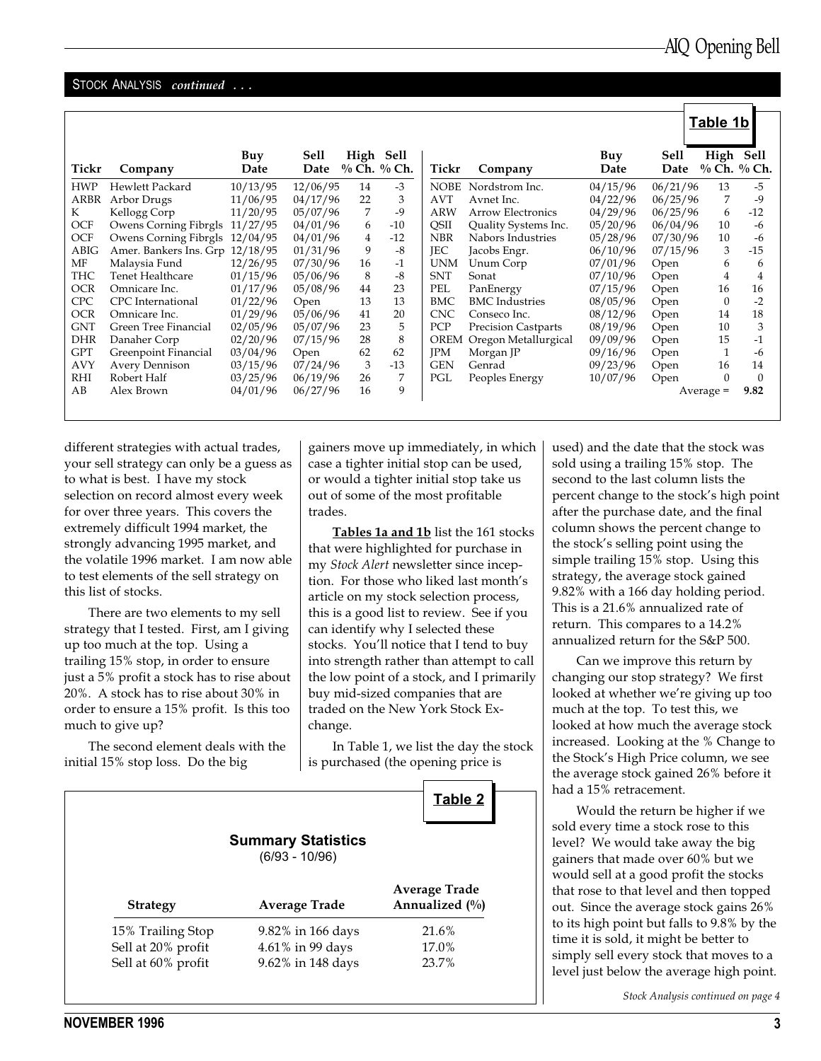STOCK ANALYSIS *continued . . .*

**Table 1b**

| Tickr | Company | Buy Date | Sell Date | High % Ch. | Sell % Ch. |
|---|---|---|---|---|---|
| HWP | Hewlett Packard | 10/13/95 | 12/06/95 | 14 | -3 |
| ARBR | Arbor Drugs | 11/06/95 | 04/17/96 | 22 | 3 |
| K | Kellogg Corp | 11/20/95 | 05/07/96 | 7 | -9 |
| OCF | Owens Corning Fibrgls | 11/27/95 | 04/01/96 | 6 | -10 |
| OCF | Owens Corning Fibrgls | 12/04/95 | 04/01/96 | 4 | -12 |
| ABIG | Amer. Bankers Ins. Grp | 12/18/95 | 01/31/96 | 9 | -8 |
| MF | Malaysia Fund | 12/26/95 | 07/30/96 | 16 | -1 |
| THC | Tenet Healthcare | 01/15/96 | 05/06/96 | 8 | -8 |
| OCR | Omnicare Inc. | 01/17/96 | 05/08/96 | 44 | 23 |
| CPC | CPC International | 01/22/96 | Open | 13 | 13 |
| OCR | Omnicare Inc. | 01/29/96 | 05/06/96 | 41 | 20 |
| GNT | Green Tree Financial | 02/05/96 | 05/07/96 | 23 | 5 |
| DHR | Danaher Corp | 02/20/96 | 07/15/96 | 28 | 8 |
| GPT | Greenpoint Financial | 03/04/96 | Open | 62 | 62 |
| AVY | Avery Dennison | 03/15/96 | 07/24/96 | 3 | -13 |
| RHI | Robert Half | 03/25/96 | 06/19/96 | 26 | 7 |
| AB | Alex Brown | 04/01/96 | 06/27/96 | 16 | 9 |
| NOBE | Nordstrom Inc. | 04/15/96 | 06/21/96 | 13 | -5 |
| AVT | Avnet Inc. | 04/22/96 | 06/25/96 | 7 | -9 |
| ARW | Arrow Electronics | 04/29/96 | 06/25/96 | 6 | -12 |
| QSII | Quality Systems Inc. | 05/20/96 | 06/04/96 | 10 | -6 |
| NBR | Nabors Industries | 05/28/96 | 07/30/96 | 10 | -6 |
| JEC | Jacobs Engr. | 06/10/96 | 07/15/96 | 3 | -15 |
| UNM | Unum Corp | 07/01/96 | Open | 6 | 6 |
| SNT | Sonat | 07/10/96 | Open | 4 | 4 |
| PEL | PanEnergy | 07/15/96 | Open | 16 | 16 |
| BMC | BMC Industries | 08/05/96 | Open | 0 | -2 |
| CNC | Conseco Inc. | 08/12/96 | Open | 14 | 18 |
| PCP | Precision Castparts | 08/19/96 | Open | 10 | 3 |
| OREM | Oregon Metallurgical | 09/09/96 | Open | 15 | -1 |
| JPM | Morgan JP | 09/16/96 | Open | 1 | -6 |
| GEN | Genrad | 09/23/96 | Open | 16 | 14 |
| PGL | Peoples Energy | 10/07/96 | Open | 0 | 0 |
| | | | | Average = | **9.82** |

different strategies with actual trades, your sell strategy can only be a guess as to what is best. I have my stock selection on record almost every week for over three years. This covers the extremely difficult 1994 market, the strongly advancing 1995 market, and the volatile 1996 market. I am now able to test elements of the sell strategy on this list of stocks.

There are two elements to my sell strategy that I tested. First, am I giving up too much at the top. Using a trailing 15% stop, in order to ensure just a 5% profit a stock has to rise about 20%. A stock has to rise about 30% in order to ensure a 15% profit. Is this too much to give up?

The second element deals with the initial 15% stop loss. Do the big gainers move up immediately, in which case a tighter initial stop can be used, or would a tighter initial stop take us out of some of the most profitable trades.

**Tables 1a and 1b** list the 161 stocks that were highlighted for purchase in my *Stock Alert* newsletter since inception. For those who liked last month's article on my stock selection process, this is a good list to review. See if you can identify why I selected these stocks. You'll notice that I tend to buy into strength rather than attempt to call the low point of a stock, and I primarily buy mid-sized companies that are traded on the New York Stock Exchange.

In Table 1, we list the day the stock is purchased (the opening price is used) and the date that the stock was sold using a trailing 15% stop. The second to the last column lists the percent change to the stock's high point after the purchase date, and the final column shows the percent change to the stock's selling point using the simple trailing 15% stop. Using this strategy, the average stock gained 9.82% with a 166 day holding period. This is a 21.6% annualized rate of return. This compares to a 14.2% annualized return for the S&P 500.

Can we improve this return by changing our stop strategy? We first looked at whether we're giving up too much at the top. To test this, we looked at how much the average stock increased. Looking at the % Change to the Stock's High Price column, we see the average stock gained 26% before it had a 15% retracement.

Would the return be higher if we sold every time a stock rose to this level? We would take away the big gainers that made over 60% but we would sell at a good profit the stocks that rose to that level and then topped out. Since the average stock gains 26% to its high point but falls to 9.8% by the time it is sold, it might be better to simply sell every stock that moves to a level just below the average high point.

**Table 2**

**Summary Statistics**
(6/93 - 10/96)

| Strategy | Average Trade | Average Trade Annualized (%) |
|---|---|---|
| 15% Trailing Stop | 9.82% in 166 days | 21.6% |
| Sell at 20% profit | 4.61% in 99 days | 17.0% |
| Sell at 60% profit | 9.62% in 148 days | 23.7% |

*Stock Analysis continued on page 4*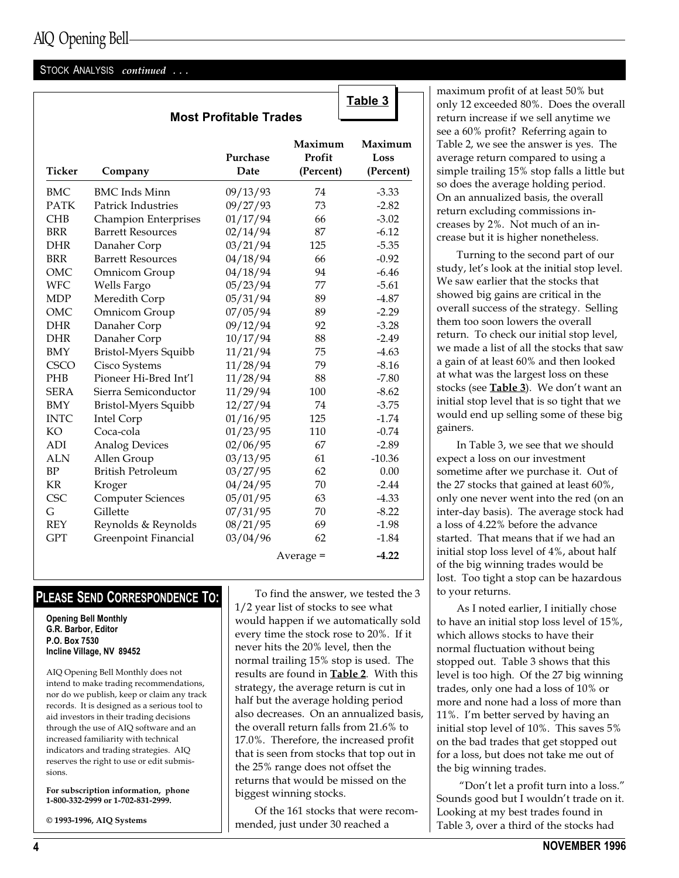STOCK ANALYSIS *continued . . .*

**Table 3**

**Most Profitable Trades**

| Ticker | Company | Purchase Date | Maximum Profit (Percent) | Maximum Loss (Percent) |
|---|---|---|---|---|
| BMC | BMC Inds Minn | 09/13/93 | 74 | -3.33 |
| PATK | Patrick Industries | 09/27/93 | 73 | -2.82 |
| CHB | Champion Enterprises | 01/17/94 | 66 | -3.02 |
| BRR | Barrett Resources | 02/14/94 | 87 | -6.12 |
| DHR | Danaher Corp | 03/21/94 | 125 | -5.35 |
| BRR | Barrett Resources | 04/18/94 | 66 | -0.92 |
| OMC | Omnicom Group | 04/18/94 | 94 | -6.46 |
| WFC | Wells Fargo | 05/23/94 | 77 | -5.61 |
| MDP | Meredith Corp | 05/31/94 | 89 | -4.87 |
| OMC | Omnicom Group | 07/05/94 | 89 | -2.29 |
| DHR | Danaher Corp | 09/12/94 | 92 | -3.28 |
| DHR | Danaher Corp | 10/17/94 | 88 | -2.49 |
| BMY | Bristol-Myers Squibb | 11/21/94 | 75 | -4.63 |
| CSCO | Cisco Systems | 11/28/94 | 79 | -8.16 |
| PHB | Pioneer Hi-Bred Int'l | 11/28/94 | 88 | -7.80 |
| SERA | Sierra Semiconductor | 11/29/94 | 100 | -8.62 |
| BMY | Bristol-Myers Squibb | 12/27/94 | 74 | -3.75 |
| INTC | Intel Corp | 01/16/95 | 125 | -1.74 |
| KO | Coca-cola | 01/23/95 | 110 | -0.74 |
| ADI | Analog Devices | 02/06/95 | 67 | -2.89 |
| ALN | Allen Group | 03/13/95 | 61 | -10.36 |
| BP | British Petroleum | 03/27/95 | 62 | 0.00 |
| KR | Kroger | 04/24/95 | 70 | -2.44 |
| CSC | Computer Sciences | 05/01/95 | 63 | -4.33 |
| G | Gillette | 07/31/95 | 70 | -8.22 |
| REY | Reynolds & Reynolds | 08/21/95 | 69 | -1.98 |
| GPT | Greenpoint Financial | 03/04/96 | 62 | -1.84 |
| | | | Average = | **-4.22** |

To find the answer, we tested the 3 1/2 year list of stocks to see what would happen if we automatically sold every time the stock rose to 20%. If it never hits the 20% level, then the normal trailing 15% stop is used. The results are found in **Table 2**. With this strategy, the average return is cut in half but the average holding period also decreases. On an annualized basis, the overall return falls from 21.6% to 17.0%. Therefore, the increased profit that is seen from stocks that top out in the 25% range does not offset the returns that would be missed on the biggest winning stocks.

Of the 161 stocks that were recommended, just under 30 reached a maximum profit of at least 50% but only 12 exceeded 80%. Does the overall return increase if we sell anytime we see a 60% profit? Referring again to Table 2, we see the answer is yes. The average return compared to using a simple trailing 15% stop falls a little but so does the average holding period. On an annualized basis, the overall return excluding commissions increases by 2%. Not much of an increase but it is higher nonetheless.

Turning to the second part of our study, let's look at the initial stop level. We saw earlier that the stocks that showed big gains are critical in the overall success of the strategy. Selling them too soon lowers the overall return. To check our initial stop level, we made a list of all the stocks that saw a gain of at least 60% and then looked at what was the largest loss on these stocks (see **Table 3**). We don't want an initial stop level that is so tight that we would end up selling some of these big gainers.

In Table 3, we see that we should expect a loss on our investment sometime after we purchase it. Out of the 27 stocks that gained at least 60%, only one never went into the red (on an inter-day basis). The average stock had a loss of 4.22% before the advance started. That means that if we had an initial stop loss level of 4%, about half of the big winning trades would be lost. Too tight a stop can be hazardous to your returns.

As I noted earlier, I initially chose to have an initial stop loss level of 15%, which allows stocks to have their normal fluctuation without being stopped out. Table 3 shows that this level is too high. Of the 27 big winning trades, only one had a loss of 10% or more and none had a loss of more than 11%. I'm better served by having an initial stop level of 10%. This saves 5% on the bad trades that get stopped out for a loss, but does not take me out of the big winning trades.

"Don't let a profit turn into a loss." Sounds good but I wouldn't trade on it. Looking at my best trades found in Table 3, over a third of the stocks had

## PLEASE SEND CORRESPONDENCE TO:

**Opening Bell Monthly**
**G.R. Barbor, Editor**
**P.O. Box 7530**
**Incline Village, NV 89452**

AIQ Opening Bell Monthly does not intend to make trading recommendations, nor do we publish, keep or claim any track records. It is designed as a serious tool to aid investors in their trading decisions through the use of AIQ software and an increased familiarity with technical indicators and trading strategies. AIQ reserves the right to use or edit submissions.

**For subscription information, phone 1-800-332-2999 or 1-702-831-2999.**

**© 1993-1996, AIQ Systems**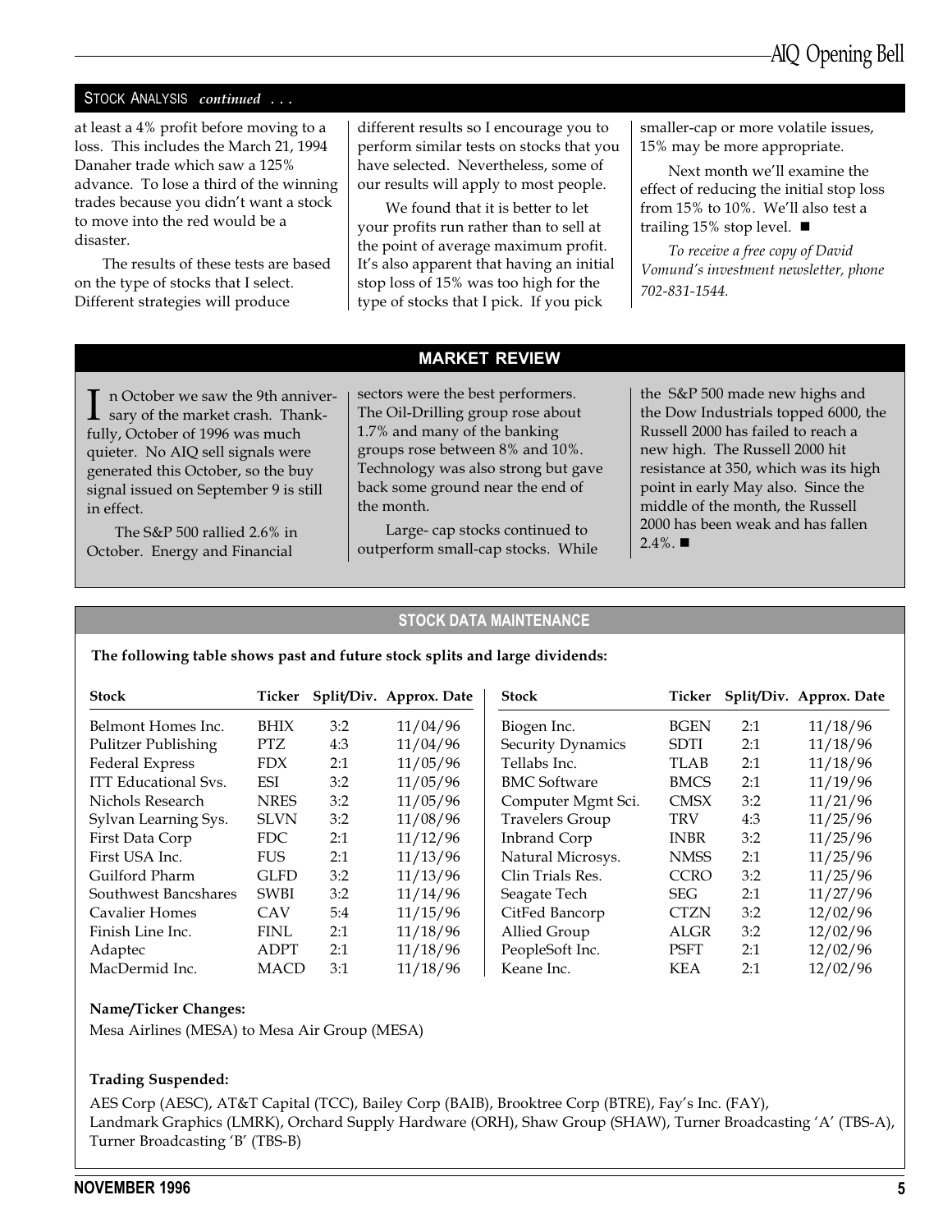STOCK ANALYSIS *continued . . .*

at least a 4% profit before moving to a loss. This includes the March 21, 1994 Danaher trade which saw a 125% advance. To lose a third of the winning trades because you didn't want a stock to move into the red would be a disaster.

The results of these tests are based on the type of stocks that I select. Different strategies will produce different results so I encourage you to perform similar tests on stocks that you have selected. Nevertheless, some of our results will apply to most people.

We found that it is better to let your profits run rather than to sell at the point of average maximum profit. It's also apparent that having an initial stop loss of 15% was too high for the type of stocks that I pick. If you pick smaller-cap or more volatile issues, 15% may be more appropriate.

Next month we'll examine the effect of reducing the initial stop loss from 15% to 10%. We'll also test a trailing 15% stop level. ■

*To receive a free copy of David Vomund's investment newsletter, phone 702-831-1544.*

## MARKET REVIEW

In October we saw the 9th anniversary of the market crash. Thankfully, October of 1996 was much quieter. No AIQ sell signals were generated this October, so the buy signal issued on September 9 is still in effect.

The S&P 500 rallied 2.6% in October. Energy and Financial sectors were the best performers. The Oil-Drilling group rose about 1.7% and many of the banking groups rose between 8% and 10%. Technology was also strong but gave back some ground near the end of the month.

Large- cap stocks continued to outperform small-cap stocks. While the S&P 500 made new highs and the Dow Industrials topped 6000, the Russell 2000 has failed to reach a new high. The Russell 2000 hit resistance at 350, which was its high point in early May also. Since the middle of the month, the Russell 2000 has been weak and has fallen 2.4%. ■

## STOCK DATA MAINTENANCE

**The following table shows past and future stock splits and large dividends:**

| Stock | Ticker | Split/Div. | Approx. Date |
|---|---|---|---|
| Belmont Homes Inc. | BHIX | 3:2 | 11/04/96 |
| Pulitzer Publishing | PTZ | 4:3 | 11/04/96 |
| Federal Express | FDX | 2:1 | 11/05/96 |
| ITT Educational Svs. | ESI | 3:2 | 11/05/96 |
| Nichols Research | NRES | 3:2 | 11/05/96 |
| Sylvan Learning Sys. | SLVN | 3:2 | 11/08/96 |
| First Data Corp | FDC | 2:1 | 11/12/96 |
| First USA Inc. | FUS | 2:1 | 11/13/96 |
| Guilford Pharm | GLFD | 3:2 | 11/13/96 |
| Southwest Bancshares | SWBI | 3:2 | 11/14/96 |
| Cavalier Homes | CAV | 5:4 | 11/15/96 |
| Finish Line Inc. | FINL | 2:1 | 11/18/96 |
| Adaptec | ADPT | 2:1 | 11/18/96 |
| MacDermid Inc. | MACD | 3:1 | 11/18/96 |
| Biogen Inc. | BGEN | 2:1 | 11/18/96 |
| Security Dynamics | SDTI | 2:1 | 11/18/96 |
| Tellabs Inc. | TLAB | 2:1 | 11/18/96 |
| BMC Software | BMCS | 2:1 | 11/19/96 |
| Computer Mgmt Sci. | CMSX | 3:2 | 11/21/96 |
| Travelers Group | TRV | 4:3 | 11/25/96 |
| Inbrand Corp | INBR | 3:2 | 11/25/96 |
| Natural Microsys. | NMSS | 2:1 | 11/25/96 |
| Clin Trials Res. | CCRO | 3:2 | 11/25/96 |
| Seagate Tech | SEG | 2:1 | 11/27/96 |
| CitFed Bancorp | CTZN | 3:2 | 12/02/96 |
| Allied Group | ALGR | 3:2 | 12/02/96 |
| PeopleSoft Inc. | PSFT | 2:1 | 12/02/96 |
| Keane Inc. | KEA | 2:1 | 12/02/96 |

**Name/Ticker Changes:**

Mesa Airlines (MESA) to Mesa Air Group (MESA)

**Trading Suspended:**

AES Corp (AESC), AT&T Capital (TCC), Bailey Corp (BAIB), Brooktree Corp (BTRE), Fay's Inc. (FAY), Landmark Graphics (LMRK), Orchard Supply Hardware (ORH), Shaw Group (SHAW), Turner Broadcasting 'A' (TBS-A), Turner Broadcasting 'B' (TBS-B)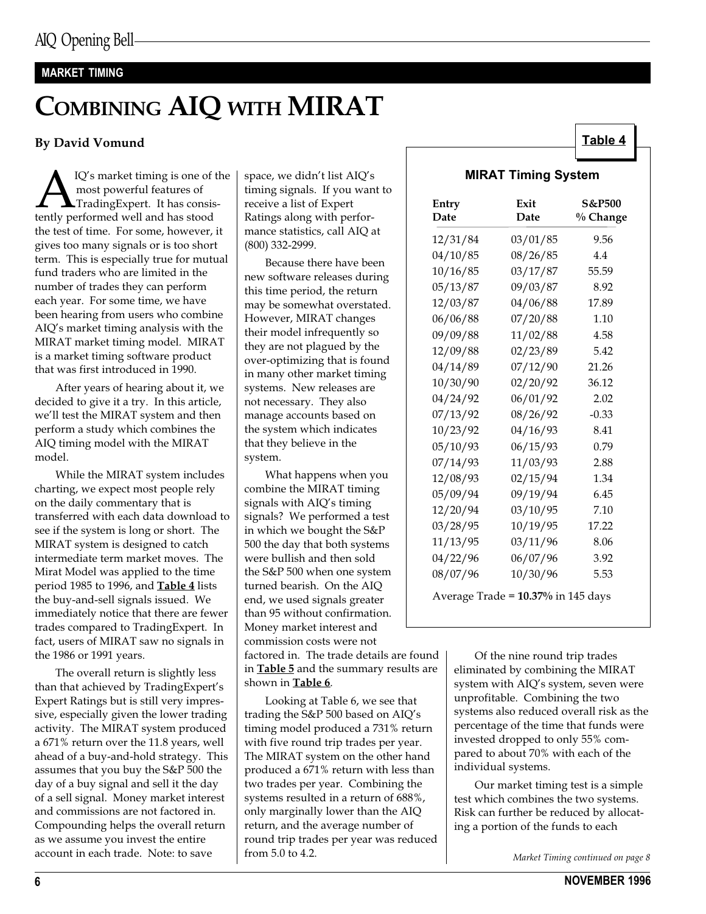MARKET TIMING

# COMBINING AIQ WITH MIRAT

**By David Vomund**

AIQ's market timing is one of the most powerful features of TradingExpert. It has consistently performed well and has stood the test of time. For some, however, it gives too many signals or is too short term. This is especially true for mutual fund traders who are limited in the number of trades they can perform each year. For some time, we have been hearing from users who combine AIQ's market timing analysis with the MIRAT market timing model. MIRAT is a market timing software product that was first introduced in 1990.

After years of hearing about it, we decided to give it a try. In this article, we'll test the MIRAT system and then perform a study which combines the AIQ timing model with the MIRAT model.

While the MIRAT system includes charting, we expect most people rely on the daily commentary that is transferred with each data download to see if the system is long or short. The MIRAT system is designed to catch intermediate term market moves. The Mirat Model was applied to the time period 1985 to 1996, and **Table 4** lists the buy-and-sell signals issued. We immediately notice that there are fewer trades compared to TradingExpert. In fact, users of MIRAT saw no signals in the 1986 or 1991 years.

The overall return is slightly less than that achieved by TradingExpert's Expert Ratings but is still very impressive, especially given the lower trading activity. The MIRAT system produced a 671% return over the 11.8 years, well ahead of a buy-and-hold strategy. This assumes that you buy the S&P 500 the day of a buy signal and sell it the day of a sell signal. Money market interest and commissions are not factored in. Compounding helps the overall return as we assume you invest the entire account in each trade. Note: to save space, we didn't list AIQ's timing signals. If you want to receive a list of Expert Ratings along with performance statistics, call AIQ at (800) 332-2999.

Because there have been new software releases during this time period, the return may be somewhat overstated. However, MIRAT changes their model infrequently so they are not plagued by the over-optimizing that is found in many other market timing systems. New releases are not necessary. They also manage accounts based on the system which indicates that they believe in the system.

What happens when you combine the MIRAT timing signals with AIQ's timing signals? We performed a test in which we bought the S&P 500 the day that both systems were bullish and then sold the S&P 500 when one system turned bearish. On the AIQ end, we used signals greater than 95 without confirmation. Money market interest and commission costs were not factored in. The trade details are found in **Table 5** and the summary results are shown in **Table 6**.

Looking at Table 6, we see that trading the S&P 500 based on AIQ's timing model produced a 731% return with five round trip trades per year. The MIRAT system on the other hand produced a 671% return with less than two trades per year. Combining the systems resulted in a return of 688%, only marginally lower than the AIQ return, and the average number of round trip trades per year was reduced from 5.0 to 4.2.

Of the nine round trip trades eliminated by combining the MIRAT system with AIQ's system, seven were unprofitable. Combining the two systems also reduced overall risk as the percentage of the time that funds were invested dropped to only 55% compared to about 70% with each of the individual systems.

Our market timing test is a simple test which combines the two systems. Risk can further be reduced by allocating a portion of the funds to each

*Market Timing continued on page 8*

**Table 4**

**MIRAT Timing System**

| Entry Date | Exit Date | S&P500 % Change |
|---|---|---|
| 12/31/84 | 03/01/85 | 9.56 |
| 04/10/85 | 08/26/85 | 4.4 |
| 10/16/85 | 03/17/87 | 55.59 |
| 05/13/87 | 09/03/87 | 8.92 |
| 12/03/87 | 04/06/88 | 17.89 |
| 06/06/88 | 07/20/88 | 1.10 |
| 09/09/88 | 11/02/88 | 4.58 |
| 12/09/88 | 02/23/89 | 5.42 |
| 04/14/89 | 07/12/90 | 21.26 |
| 10/30/90 | 02/20/92 | 36.12 |
| 04/24/92 | 06/01/92 | 2.02 |
| 07/13/92 | 08/26/92 | -0.33 |
| 10/23/92 | 04/16/93 | 8.41 |
| 05/10/93 | 06/15/93 | 0.79 |
| 07/14/93 | 11/03/93 | 2.88 |
| 12/08/93 | 02/15/94 | 1.34 |
| 05/09/94 | 09/19/94 | 6.45 |
| 12/20/94 | 03/10/95 | 7.10 |
| 03/28/95 | 10/19/95 | 17.22 |
| 11/13/95 | 03/11/96 | 8.06 |
| 04/22/96 | 06/07/96 | 3.92 |
| 08/07/96 | 10/30/96 | 5.53 |

Average Trade = **10.37%** in 145 days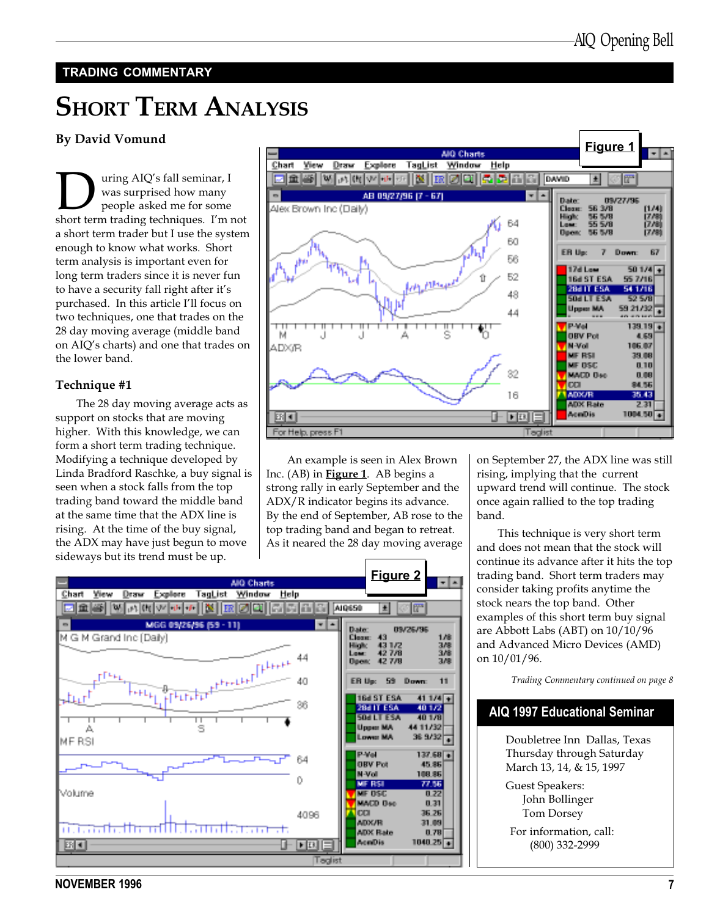## TRADING COMMENTARY

# Short Term Analysis

**By David Vomund**

During AIQ's fall seminar, I was surprised how many people asked me for some short term trading techniques. I'm not a short term trader but I use the system enough to know what works. Short term analysis is important even for long term traders since it is never fun to have a security fall right after it's purchased. In this article I'll focus on two techniques, one that trades on the 28 day moving average (middle band on AIQ's charts) and one that trades on the lower band.

### Technique #1

The 28 day moving average acts as support on stocks that are moving higher. With this knowledge, we can form a short term trading technique. Modifying a technique developed by Linda Bradford Raschke, a buy signal is seen when a stock falls from the top trading band toward the middle band at the same time that the ADX line is rising. At the time of the buy signal, the ADX may have just begun to move sideways but its trend must be up.

**Figure 1**

An example is seen in Alex Brown Inc. (AB) in **Figure 1**. AB begins a strong rally in early September and the ADX/R indicator begins its advance. By the end of September, AB rose to the top trading band and began to retreat. As it neared the 28 day moving average on September 27, the ADX line was still rising, implying that the current upward trend will continue. The stock once again rallied to the top trading band.

This technique is very short term and does not mean that the stock will continue its advance after it hits the top trading band. Short term traders may consider taking profits anytime the stock nears the top band. Other examples of this short term buy signal are Abbott Labs (ABT) on 10/10/96 and Advanced Micro Devices (AMD) on 10/01/96.

**Figure 2**

*Trading Commentary continued on page 8*

## AIQ 1997 Educational Seminar

Doubletree Inn Dallas, Texas
Thursday through Saturday
March 13, 14, & 15, 1997

Guest Speakers:
John Bollinger
Tom Dorsey

For information, call:
(800) 332-2999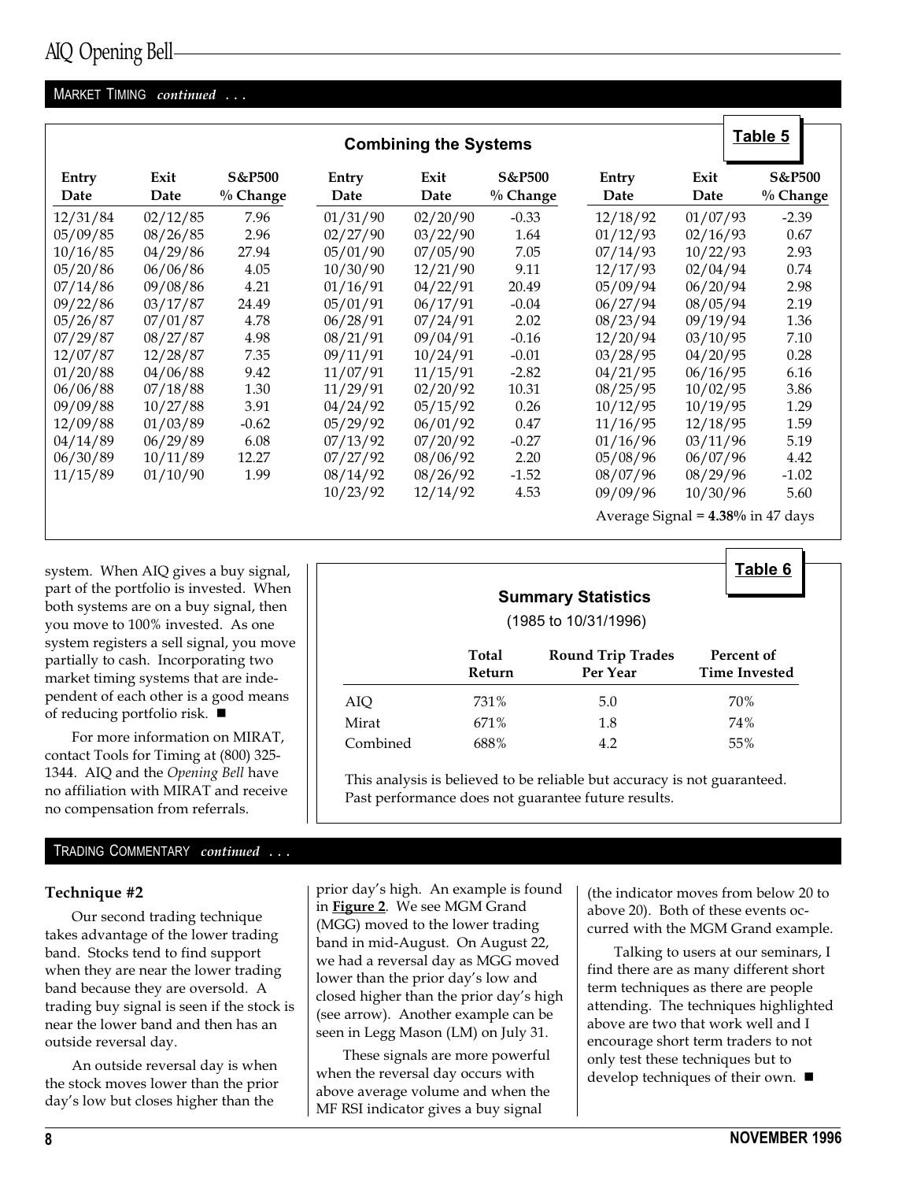MARKET TIMING *continued* . . .

**Table 5**

**Combining the Systems**

| Entry Date | Exit Date | S&P500 % Change | Entry Date | Exit Date | S&P500 % Change | Entry Date | Exit Date | S&P500 % Change |
|---|---|---|---|---|---|---|---|---|
| 12/31/84 | 02/12/85 | 7.96 | 01/31/90 | 02/20/90 | -0.33 | 12/18/92 | 01/07/93 | -2.39 |
| 05/09/85 | 08/26/85 | 2.96 | 02/27/90 | 03/22/90 | 1.64 | 01/12/93 | 02/16/93 | 0.67 |
| 10/16/85 | 04/29/86 | 27.94 | 05/01/90 | 07/05/90 | 7.05 | 07/14/93 | 10/22/93 | 2.93 |
| 05/20/86 | 06/06/86 | 4.05 | 10/30/90 | 12/21/90 | 9.11 | 12/17/93 | 02/04/94 | 0.74 |
| 07/14/86 | 09/08/86 | 4.21 | 01/16/91 | 04/22/91 | 20.49 | 05/09/94 | 06/20/94 | 2.98 |
| 09/22/86 | 03/17/87 | 24.49 | 05/01/91 | 06/17/91 | -0.04 | 06/27/94 | 08/05/94 | 2.19 |
| 05/26/87 | 07/01/87 | 4.78 | 06/28/91 | 07/24/91 | 2.02 | 08/23/94 | 09/19/94 | 1.36 |
| 07/29/87 | 08/27/87 | 4.98 | 08/21/91 | 09/04/91 | -0.16 | 12/20/94 | 03/10/95 | 7.10 |
| 12/07/87 | 12/28/87 | 7.35 | 09/11/91 | 10/24/91 | -0.01 | 03/28/95 | 04/20/95 | 0.28 |
| 01/20/88 | 04/06/88 | 9.42 | 11/07/91 | 11/15/91 | -2.82 | 04/21/95 | 06/16/95 | 6.16 |
| 06/06/88 | 07/18/88 | 1.30 | 11/29/91 | 02/20/92 | 10.31 | 08/25/95 | 10/02/95 | 3.86 |
| 09/09/88 | 10/27/88 | 3.91 | 04/24/92 | 05/15/92 | 0.26 | 10/12/95 | 10/19/95 | 1.29 |
| 12/09/88 | 01/03/89 | -0.62 | 05/29/92 | 06/01/92 | 0.47 | 11/16/95 | 12/18/95 | 1.59 |
| 04/14/89 | 06/29/89 | 6.08 | 07/13/92 | 07/20/92 | -0.27 | 01/16/96 | 03/11/96 | 5.19 |
| 06/30/89 | 10/11/89 | 12.27 | 07/27/92 | 08/06/92 | 2.20 | 05/08/96 | 06/07/96 | 4.42 |
| 11/15/89 | 01/10/90 | 1.99 | 08/14/92 | 08/26/92 | -1.52 | 08/07/96 | 08/29/96 | -1.02 |
| | | | 10/23/92 | 12/14/92 | 4.53 | 09/09/96 | 10/30/96 | 5.60 |

Average Signal = **4.38%** in 47 days

system. When AIQ gives a buy signal, part of the portfolio is invested. When both systems are on a buy signal, then you move to 100% invested. As one system registers a sell signal, you move partially to cash. Incorporating two market timing systems that are independent of each other is a good means of reducing portfolio risk. ■

For more information on MIRAT, contact Tools for Timing at (800) 325-1344. AIQ and the *Opening Bell* have no affiliation with MIRAT and receive no compensation from referrals.

**Table 6**

**Summary Statistics**

(1985 to 10/31/1996)

| | Total Return | Round Trip Trades Per Year | Percent of Time Invested |
|---|---|---|---|
| AIQ | 731% | 5.0 | 70% |
| Mirat | 671% | 1.8 | 74% |
| Combined | 688% | 4.2 | 55% |

This analysis is believed to be reliable but accuracy is not guaranteed. Past performance does not guarantee future results.

TRADING COMMENTARY *continued* . . .

### Technique #2

Our second trading technique takes advantage of the lower trading band. Stocks tend to find support when they are near the lower trading band because they are oversold. A trading buy signal is seen if the stock is near the lower band and then has an outside reversal day.

An outside reversal day is when the stock moves lower than the prior day's low but closes higher than the prior day's high. An example is found in **Figure 2**. We see MGM Grand (MGG) moved to the lower trading band in mid-August. On August 22, we had a reversal day as MGG moved lower than the prior day's low and closed higher than the prior day's high (see arrow). Another example can be seen in Legg Mason (LM) on July 31.

These signals are more powerful when the reversal day occurs with above average volume and when the MF RSI indicator gives a buy signal (the indicator moves from below 20 to above 20). Both of these events occurred with the MGM Grand example.

Talking to users at our seminars, I find there are as many different short term techniques as there are people attending. The techniques highlighted above are two that work well and I encourage short term traders to not only test these techniques but to develop techniques of their own. ■